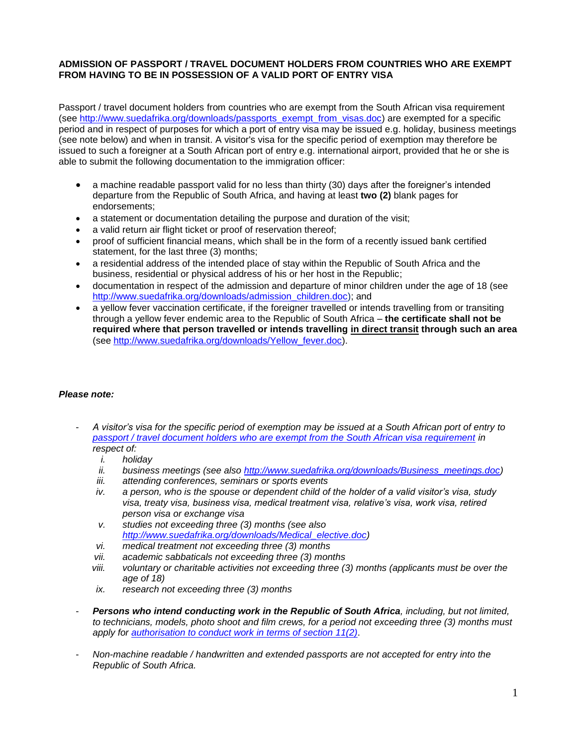**ADMISSION OF PASSPORT / TRAVEL DOCUMENT HOLDERS FROM COUNTRIES WHO ARE EXEMPT FROM HAVING TO BE IN POSSESSION OF A VALID PORT OF ENTRY VISA**

Passport / travel document holders from countries who are exempt from the South African visa requirement (see http://www.suedafrika.org/downloads/passports_exempt_from_visas.doc) are exempted for a specific period and in respect of purposes for which a port of entry visa may be issued e.g. holiday, business meetings (see note below) and when in transit. A visitor's visa for the specific period of exemption may therefore be issued to such a foreigner at a South African port of entry e.g. international airport, provided that he or she is able to submit the following documentation to the immigration officer:

- a machine readable passport valid for no less than thirty (30) days after the foreigner's intended departure from the Republic of South Africa, and having at least **two (2)** blank pages for endorsements;
- a statement or documentation detailing the purpose and duration of the visit;
- a valid return air flight ticket or proof of reservation thereof;
- proof of sufficient financial means, which shall be in the form of a recently issued bank certified statement, for the last three (3) months;
- a residential address of the intended place of stay within the Republic of South Africa and the business, residential or physical address of his or her host in the Republic;
- documentation in respect of the admission and departure of minor children under the age of 18 (see http://www.suedafrika.org/downloads/admission_children.doc); and
- a yellow fever vaccination certificate, if the foreigner travelled or intends travelling from or transiting through a yellow fever endemic area to the Republic of South Africa – **the certificate shall not be required where that person travelled or intends travelling in direct transit through such an area** (see http://www.suedafrika.org/downloads/Yellow_fever.doc).

***Please note:***

- *A visitor's visa for the specific period of exemption may be issued at a South African port of entry to passport / travel document holders who are exempt from the South African visa requirement in respect of:*
  - *i. holiday*
  - *ii. business meetings (see also http://www.suedafrika.org/downloads/Business_meetings.doc)*
  - *iii. attending conferences, seminars or sports events*
  - *iv. a person, who is the spouse or dependent child of the holder of a valid visitor's visa, study visa, treaty visa, business visa, medical treatment visa, relative's visa, work visa, retired person visa or exchange visa*
  - *v. studies not exceeding three (3) months (see also http://www.suedafrika.org/downloads/Medical_elective.doc)*
  - *vi. medical treatment not exceeding three (3) months*
  - *vii. academic sabbaticals not exceeding three (3) months*
  - *viii. voluntary or charitable activities not exceeding three (3) months (applicants must be over the age of 18)*
  - *ix. research not exceeding three (3) months*

- ***Persons who intend conducting work in the Republic of South Africa**, including, but not limited, to technicians, models, photo shoot and film crews, for a period not exceeding three (3) months must apply for authorisation to conduct work in terms of section 11(2).*

- *Non-machine readable / handwritten and extended passports are not accepted for entry into the Republic of South Africa.*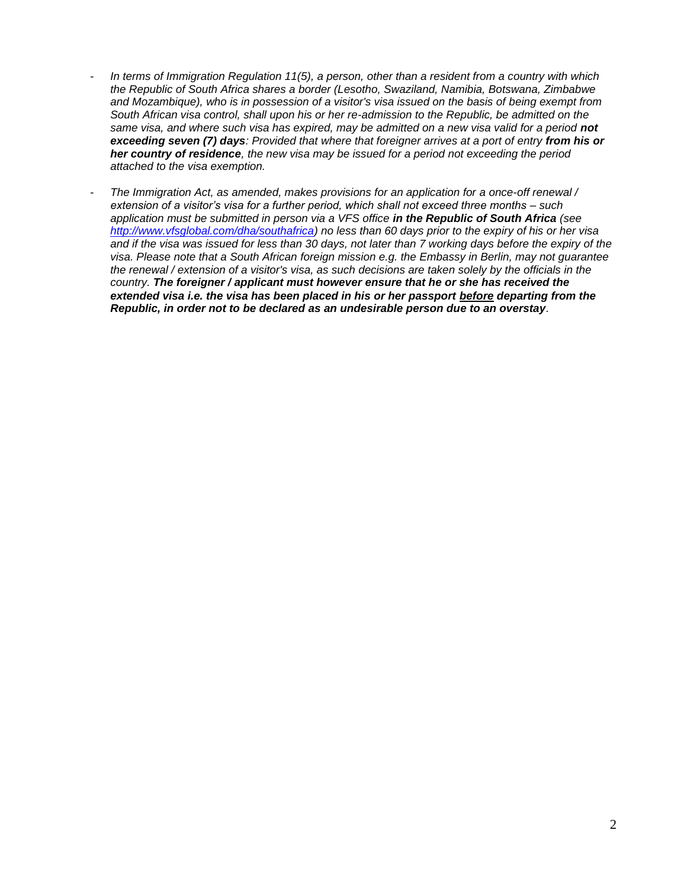- *In terms of Immigration Regulation 11(5), a person, other than a resident from a country with which the Republic of South Africa shares a border (Lesotho, Swaziland, Namibia, Botswana, Zimbabwe and Mozambique), who is in possession of a visitor's visa issued on the basis of being exempt from South African visa control, shall upon his or her re-admission to the Republic, be admitted on the same visa, and where such visa has expired, may be admitted on a new visa valid for a period* ***not exceeding seven (7) days****: Provided that where that foreigner arrives at a port of entry* ***from his or her country of residence****, the new visa may be issued for a period not exceeding the period attached to the visa exemption.*

- *The Immigration Act, as amended, makes provisions for an application for a once-off renewal / extension of a visitor's visa for a further period, which shall not exceed three months – such application must be submitted in person via a VFS office* ***in the Republic of South Africa*** *(see [http://www.vfsglobal.com/dha/southafrica](http://www.vfsglobal.com/dha/southafrica)) no less than 60 days prior to the expiry of his or her visa and if the visa was issued for less than 30 days, not later than 7 working days before the expiry of the visa. Please note that a South African foreign mission e.g. the Embassy in Berlin, may not guarantee the renewal / extension of a visitor's visa, as such decisions are taken solely by the officials in the country.* ***The foreigner / applicant must however ensure that he or she has received the extended visa i.e. the visa has been placed in his or her passport <u>before</u> departing from the Republic, in order not to be declared as an undesirable person due to an overstay****.*